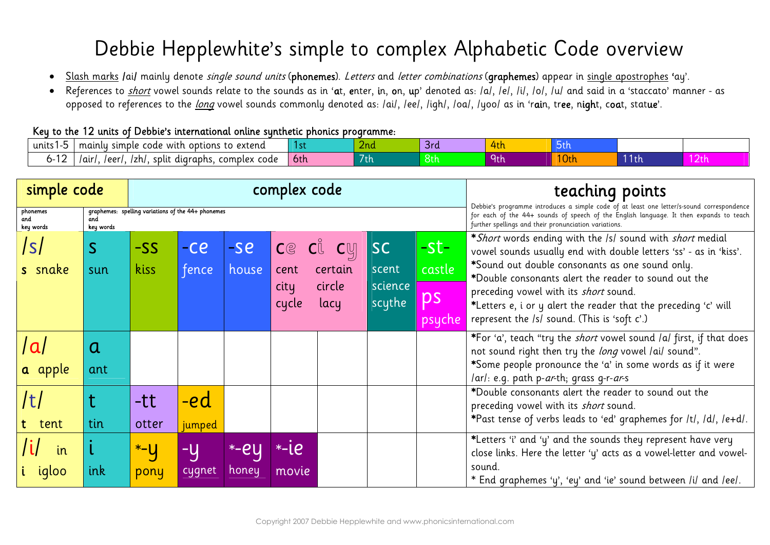# Debbie Hepplewhite's simple to complex Alphabetic Code overview

- Slash marks /ai/ mainly denote *single sound units* (**phonemes**). *Letters* and *letter combinations* (**graphemes**) appear in single apostrophes 'ay'.
- References to ***short*** vowel sounds relate to the sounds as in '**a**t, **e**nter, **i**n, **o**n, **u**p' denoted as: /a/, /e/, /i/, /o/, /u/ and said in a 'staccato' manner - as opposed to references to the ***long*** vowel sounds commonly denoted as: /ai/, /ee/, /igh/, /oa/, /yoo/ as in 'r**ai**n, tr**ee**, n**igh**t, c**oa**t, stat**ue**'.

**Key to the 12 units of Debbie's international online synthetic phonics programme:**

| | | | | | | | | |
|---|---|---|---|---|---|---|---|---|
| units1-5 | mainly simple code with options to extend | 1st | 2nd | 3rd | 4th | 5th | | |
| 6-12 | /air/, /eer/, /zh/, split digraphs, complex code | 6th | 7th | 8th | 9th | 10th | 11th | 12th |

| simple code | | complex code | | | | | | | teaching points |
|---|---|---|---|---|---|---|---|---|---|
| phonemes and key words | graphemes: spelling variations of the 44+ phonemes and key words | | | | | | | | Debbie's programme introduces a simple code of at least one letter/s-sound correspondence for each of the 44+ sounds of speech of the English language. It then expands to teach further spellings and their pronunciation variations. |
| /s/ s snake | s sun | -ss kiss | -ce fence | -se house | ce ci cy cent certain city circle cycle lacy | | sc scent science scythe | -st- castle ps psyche | *Short* words ending with the /s/ sound with *short* medial vowel sounds usually end with double letters 'ss' - as in 'kiss'. *Sound out double consonants as one sound only. *Double consonants alert the reader to sound out the preceding vowel with its *short* sound. *Letters e, i or y alert the reader that the preceding 'c' will represent the /s/ sound. (This is 'soft c'.) |
| /a/ a apple | a ant | | | | | | | | *For 'a', teach "try the *short* vowel sound /a/ first, if that does not sound right then try the *long* vowel /ai/ sound". *Some people pronounce the 'a' in some words as if it were /ar/: e.g. path p-*ar*-th; grass g-r-*ar*-s |
| /t/ t tent | t tin | -tt otter | -ed jumped | | | | | | *Double consonants alert the reader to sound out the preceding vowel with its *short* sound. *Past tense of verbs leads to 'ed' graphemes for /t/, /d/, /e+d/. |
| /i/ in i igloo | i ink | *-y pony | -y cygnet | *-ey honey | *-ie movie | | | | *Letters 'i' and 'y' and the sounds they represent have very close links. Here the letter 'y' acts as a vowel-letter and vowel-sound. * End graphemes 'y', 'ey' and 'ie' sound between /i/ and /ee/. |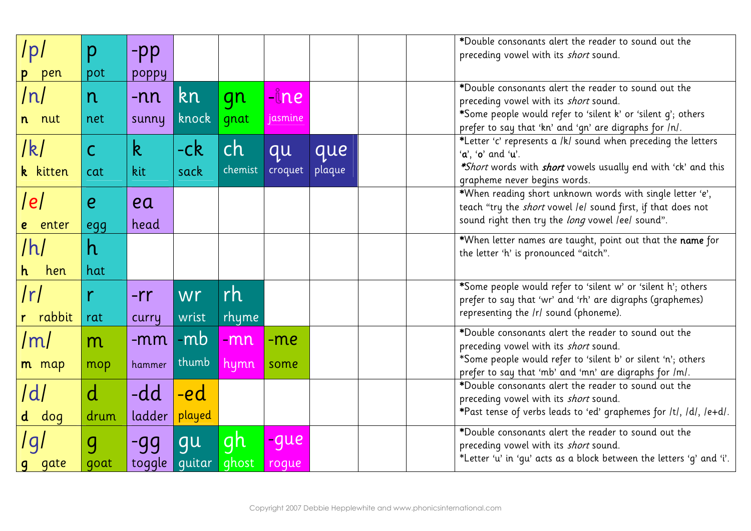| | | | | | | | | | |
|---|---|---|---|---|---|---|---|---|---|
| /p/ p pen | p pot | -pp poppy | | | | | | | *Double consonants alert the reader to sound out the preceding vowel with its *short* sound. |
| /n/ n nut | n net | -nn sunny | kn knock | gn gnat | -ine jasmine | | | | *Double consonants alert the reader to sound out the preceding vowel with its *short* sound. *Some people would refer to 'silent k' or 'silent g'; others prefer to say that 'kn' and 'gn' are digraphs for /n/. |
| /k/ k kitten | c cat | k kit | -ck sack | ch chemist | qu croquet | que plaque | | | *Letter 'c' represents a /k/ sound when preceding the letters 'a', 'o' and 'u'. **Short* words with ***short*** vowels usually end with 'ck' and this grapheme never begins words. |
| /e/ e enter | e egg | ea head | | | | | | | *When reading short unknown words with single letter 'e', teach "try the *short* vowel /e/ sound first, if that does not sound right then try the *long* vowel /ee/ sound". |
| /h/ h hen | h hat | | | | | | | | *When letter names are taught, point out that the **name** for the letter 'h' is pronounced "aitch". |
| /r/ r rabbit | r rat | -rr curry | wr wrist | rh rhyme | | | | | *Some people would refer to 'silent w' or 'silent h'; others prefer to say that 'wr' and 'rh' are digraphs (graphemes) representing the /r/ sound (phoneme). |
| /m/ m map | m mop | -mm hammer | -mb thumb | -mn hymn | -me some | | | | *Double consonants alert the reader to sound out the preceding vowel with its *short* sound. *Some people would refer to 'silent b' or silent 'n'; others prefer to say that 'mb' and 'mn' are digraphs for /m/. |
| /d/ d dog | d drum | -dd ladder | -ed played | | | | | | *Double consonants alert the reader to sound out the preceding vowel with its *short* sound. *Past tense of verbs leads to 'ed' graphemes for /t/, /d/, /e+d/. |
| /g/ g gate | g goat | -gg toggle | gu guitar | gh ghost | -gue rogue | | | | *Double consonants alert the reader to sound out the preceding vowel with its *short* sound. *Letter 'u' in 'gu' acts as a block between the letters 'g' and 'i'. |

Copyright 2007 Debbie Hepplewhite and www.phonicsinternational.com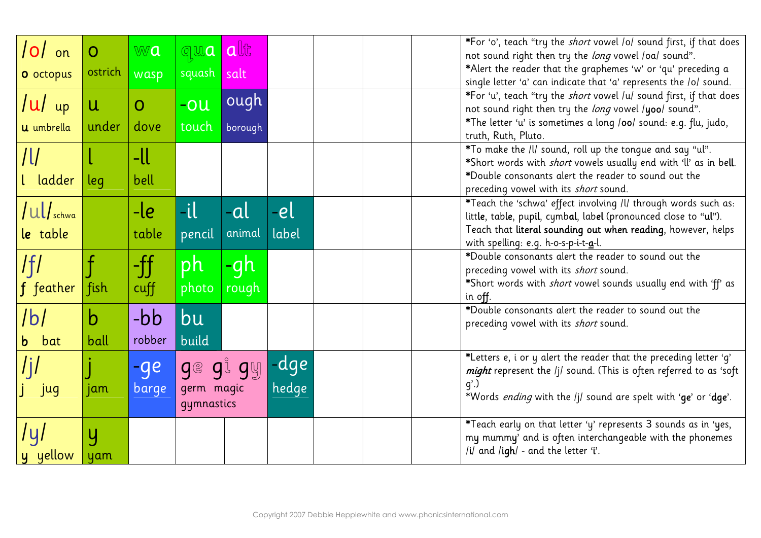| | | | | | | | | | |
|---|---|---|---|---|---|---|---|---|---|
| /o/ on<br>o octopus | o<br>ostrich | wa<br>wasp | qua<br>squash | alt<br>salt | | | | | *For 'o', teach "try the *short* vowel /o/ sound first, if that does not sound right then try the *long* vowel /oa/ sound".<br>*Alert the reader that the graphemes 'w' or 'qu' preceding a single letter 'a' can indicate that 'a' represents the /o/ sound. |
| /u/ up<br>u umbrella | u<br>under | o<br>dove | -ou<br>touch | ough<br>borough | | | | | *For 'u', teach "try the *short* vowel /u/ sound first, if that does not sound right then try the *long* vowel /**yoo**/ sound".<br>*The letter 'u' is sometimes a long /**oo**/ sound: e.g. flu, judo, truth, Ruth, Pluto. |
| /l/<br>l ladder | l<br>leg | -ll<br>bell | | | | | | | *To make the /l/ sound, roll up the tongue and say "ul".<br>*Short words with *short* vowels usually end with 'll' as in be**ll**.<br>*Double consonants alert the reader to sound out the preceding vowel with its *short* sound. |
| /ul/ schwa<br>le table | | -le<br>table | -il<br>pencil | -al<br>animal | -el<br>label | | | | *Teach the 'schwa' effect involving /l/ through words such as: lit**le**, tab**le**, pupi**l**, cymb**al**, lab**el** (pronounced close to "**ul**").<br>Teach that **literal sounding out when reading**, however, helps with spelling: e.g. h-o-s-p-i-t-**a**-l. |
| /f/<br>f feather | f<br>fish | -ff<br>cuff | ph<br>photo | -gh<br>rough | | | | | *Double consonants alert the reader to sound out the preceding vowel with its *short* sound.<br>*Short words with *short* vowel sounds usually end with 'ff' as in o**ff**. |
| /b/<br>b bat | b<br>ball | -bb<br>robber | bu<br>build | | | | | | *Double consonants alert the reader to sound out the preceding vowel with its *short* sound. |
| /j/<br>j jug | j<br>jam | -ge<br>barge | ge gi gy<br>germ magic gymnastics | | -dge<br>hedge | | | | *Letters e, i or y alert the reader that the preceding letter 'g' ***might*** represent the /j/ sound. (This is often referred to as 'soft g'.)<br>*Words *ending* with the /j/ sound are spelt with '**ge**' or '**dge**'. |
| /y/<br>y yellow | y<br>yam | | | | | | | | *Teach early on that letter 'y' represents 3 sounds as in '**y**es, m**y** mumm**y**' and is often interchangeable with the phonemes /i/ and /**igh**/ - and the letter '**i**'. |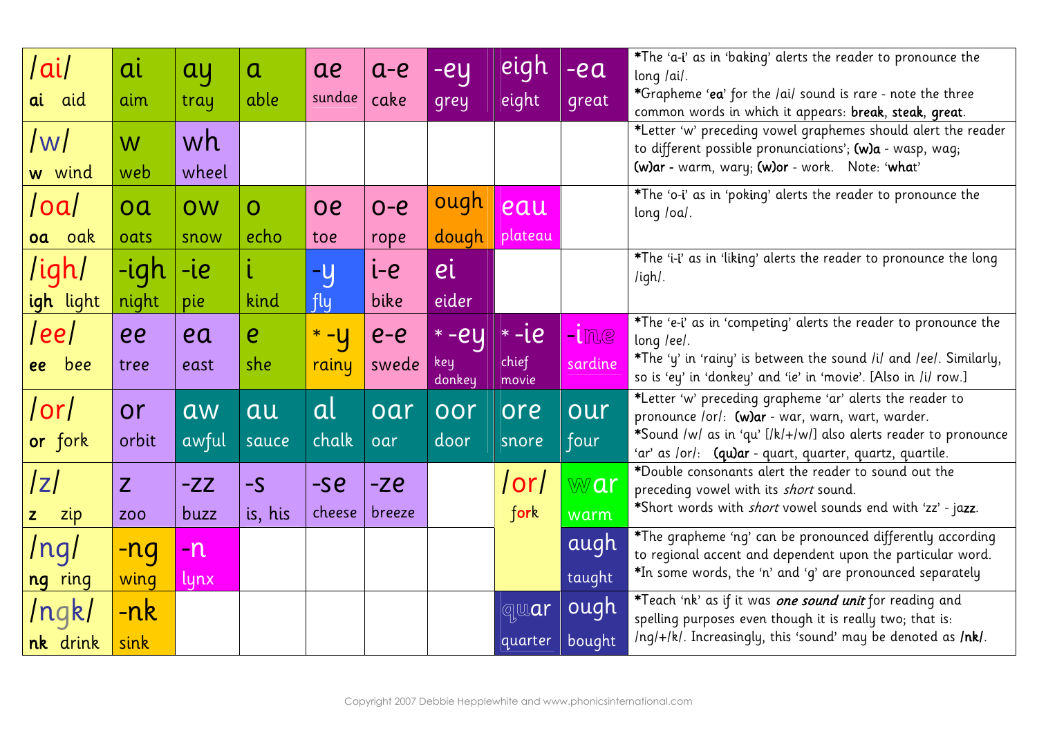| /ai/ ai aid | ai aim | ay tray | a able | ae sundae | a-e cake | -ey grey | eigh eight | -ea great | *The 'a-i' as in 'baking' alerts the reader to pronounce the long /ai/. *Grapheme '**ea**' for the /ai/ sound is rare - note the three common words in which it appears: **break**, **steak**, **great**. |
|---|---|---|---|---|---|---|---|---|---|
| /w/ w wind | w web | wh wheel | | | | | | | *Letter 'w' preceding vowel graphemes should alert the reader to different possible pronunciations'; **(w)a** - wasp, wag; **(w)ar** - warm, wary; **(w)or** - work. Note: '**what**' |
| /oa/ oa oak | oa oats | ow snow | o echo | oe toe | o-e rope | ough dough | eau plateau | | *The 'o-i' as in 'poking' alerts the reader to pronounce the long /oa/. |
| /igh/ igh light | -igh night | -ie pie | i kind | -y fly | i-e bike | ei eider | | | *The 'i-i' as in 'liking' alerts the reader to pronounce the long /igh/. |
| /ee/ ee bee | ee tree | ea east | e she | * -y rainy | e-e swede | * -ey key donkey | * -ie chief movie | -ine sardine | *The 'e-i' as in 'competing' alerts the reader to pronounce the long /ee/. *The 'y' in 'rainy' is between the sound /i/ and /ee/. Similarly, so is 'ey' in 'donkey' and 'ie' in 'movie'. [Also in /i/ row.] |
| /or/ or fork | or orbit | aw awful | au sauce | al chalk | oar oar | oor door | ore snore | our four | *Letter 'w' preceding grapheme 'ar' alerts the reader to pronounce /or/: **(w)ar** - war, warn, wart, warder. *Sound /w/ as in 'qu' [/k/+/w/] also alerts reader to pronounce 'ar' as /or/: **(qu)ar** - quart, quarter, quartz, quartile. |
| /z/ z zip | z zoo | -zz buzz | -s is, his | -se cheese | -ze breeze | | /or/ fork | war warm | *Double consonants alert the reader to sound out the preceding vowel with its *short* sound. *Short words with *short* vowel sounds end with 'zz' - ja**zz**. |
| /ng/ ng ring | -ng wing | -n lynx | | | | | | augh taught | *The grapheme 'ng' can be pronounced differently according to regional accent and dependent upon the particular word. *In some words, the 'n' and 'g' are pronounced separately |
| /ngk/ nk drink | -nk sink | | | | | | quar quarter | ough bought | *Teach 'nk' as if it was ***one sound unit*** for reading and spelling purposes even though it is really two; that is: /ng/+/k/. Increasingly, this 'sound' may be denoted as **/nk/**. |

Copyright 2007 Debbie Hepplewhite and www.phonicsinternational.com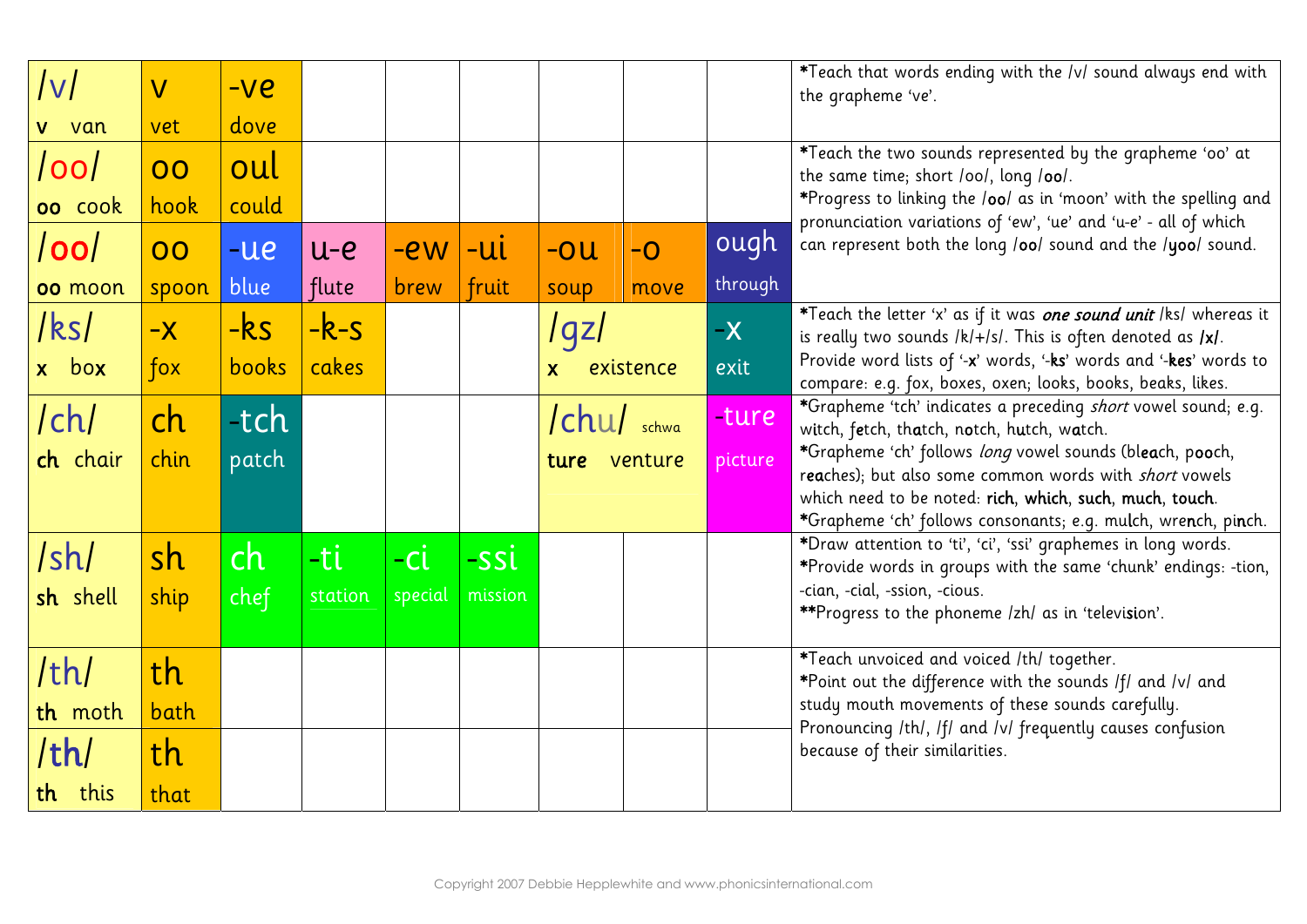| | | | | | | | | | |
|---|---|---|---|---|---|---|---|---|---|
| /v/ **v** van | v vet | -ve dove | | | | | | | *Teach that words ending with the /v/ sound always end with the grapheme 've'. |
| /oo/ **oo** cook | oo hook | oul could | | | | | | | *Teach the two sounds represented by the grapheme 'oo' at the same time; short /oo/, long /**oo**/. *Progress to linking the /**oo**/ as in 'moon' with the spelling and pronunciation variations of 'ew', 'ue' and 'u-e' - all of which can represent both the long /**oo**/ sound and the /**yoo**/ sound. |
| /oo/ **oo** moon | oo spoon | -ue blue | u-e flute | -ew brew | -ui fruit | -ou soup | -o move | ough through | |
| /ks/ **x** box | -x fox | -ks books | -k-s cakes | | | /gz/ **x** existence | | -x exit | *Teach the letter 'x' as if it was ***one sound unit*** /ks/ whereas it is really two sounds /k/+/s/. This is often denoted as **/x/**. Provide word lists of '-**x**' words, '-**ks**' words and '-**kes**' words to compare: e.g. fox, boxes, oxen; looks, books, beaks, likes. |
| /ch/ **ch** chair | ch chin | -tch patch | | | | /chu/ schwa **ture** venture | | -ture picture | *Grapheme 'tch' indicates a preceding *short* vowel sound; e.g. witch, fetch, thatch, notch, hutch, watch. *Grapheme 'ch' follows *long* vowel sounds (bl**ea**ch, p**oo**ch, r**ea**ches); but also some common words with *short* vowels which need to be noted: **rich**, **which**, **such**, **much**, **touch**. *Grapheme 'ch' follows consonants; e.g. mul**ch**, wre**n**ch, pi**n**ch. |
| /sh/ **sh** shell | sh ship | ch chef | -ti station | -ci special | -ssi mission | | | | *Draw attention to 'ti', 'ci', 'ssi' graphemes in long words. *Provide words in groups with the same 'chunk' endings: -tion, -cian, -cial, -ssion, -cious. **Progress to the phoneme /zh/ as in 'televi**s**ion'. |
| /th/ **th** moth | th bath | | | | | | | | *Teach unvoiced and voiced /th/ together. *Point out the difference with the sounds /f/ and /v/ and study mouth movements of these sounds carefully. Pronouncing /th/, /f/ and /v/ frequently causes confusion because of their similarities. |
| /**th**/ **th** this | th that | | | | | | | | |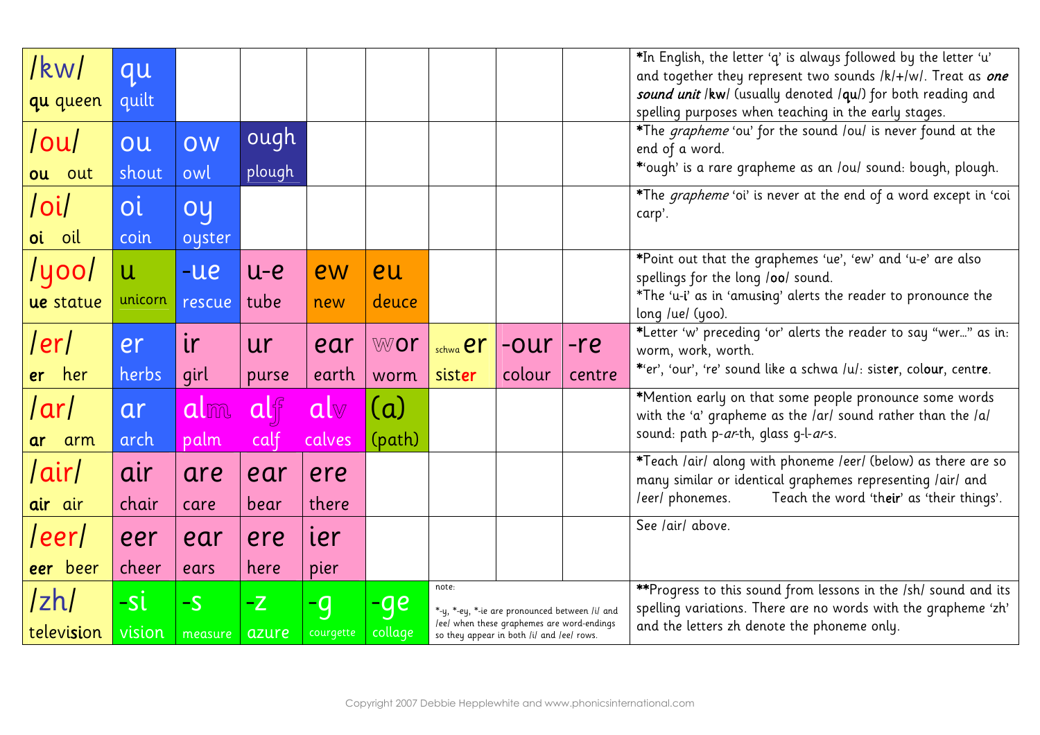| | | | | | | | | | |
|---|---|---|---|---|---|---|---|---|---|
| /kw/ **qu** queen | qu quilt | | | | | | | | *In English, the letter 'q' is always followed by the letter 'u' and together they represent two sounds /k/+/w/. Treat as ***one sound unit*** /**kw**/ (usually denoted /**qu**/) for both reading and spelling purposes when teaching in the early stages. |
| /ou/ **ou** out | ou shout | ow owl | ough plough | | | | | | *The *grapheme* 'ou' for the sound /ou/ is never found at the end of a word. *'ough' is a rare grapheme as an /ou/ sound: bough, plough. |
| /oi/ **oi** oil | oi coin | oy oyster | | | | | | | *The *grapheme* 'oi' is never at the end of a word except in 'coi carp'. |
| /yoo/ **ue** statue | u unicorn | -ue rescue | u-e tube | ew new | eu deuce | | | | *Point out that the graphemes 'ue', 'ew' and 'u-e' are also spellings for the long /**oo**/ sound. *The 'u-i' as in 'amusing' alerts the reader to pronounce the long /ue/ (yoo). |
| /er/ **er** her | er herbs | ir girl | ur purse | ear earth | wor worm | schwa er sister | -our colour | -re centre | *Letter 'w' preceding 'or' alerts the reader to say "wer..." as in: worm, work, worth. *'er', 'our', 're' sound like a schwa /u/: sist**er**, col**our**, cent**re**. |
| /ar/ **ar** arm | ar arch | alm palm | alf calf | alv calves | (a) (path) | | | | *Mention early on that some people pronounce some words with the 'a' grapheme as the /ar/ sound rather than the /a/ sound: path p-*ar*-th, glass g-l-*ar*-s. |
| /air/ **air** air | air chair | are care | ear bear | ere there | | | | | *Teach /air/ along with phoneme /eer/ (below) as there are so many similar or identical graphemes representing /air/ and /eer/ phonemes. Teach the word 'th**eir**' as 'their things'. |
| /eer/ **eer** beer | eer cheer | ear ears | ere here | ier pier | | | | | See /air/ above. |
| /zh/ television | -si vision | -s measure | -z azure | -g courgette | -ge collage | note: *-y, *-ey, *-ie are pronounced between /i/ and /ee/ when these graphemes are word-endings so they appear in both /i/ and /ee/ rows. | | | **Progress to this sound from lessons in the /sh/ sound and its spelling variations. There are no words with the grapheme 'zh' and the letters zh denote the phoneme only. |

Copyright 2007 Debbie Hepplewhite and www.phonicsinternational.com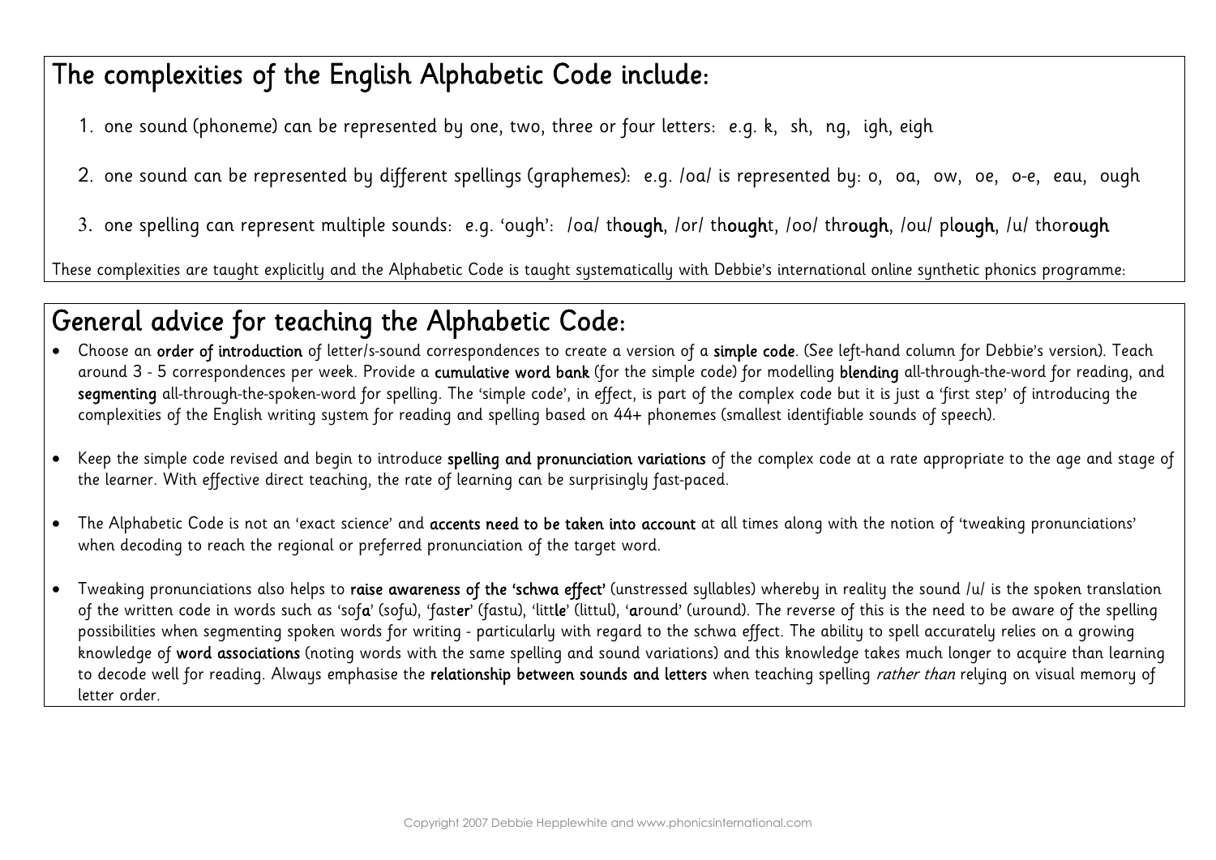## The complexities of the English Alphabetic Code include:

1. one sound (phoneme) can be represented by one, two, three or four letters: e.g. k, sh, ng, igh, eigh
2. one sound can be represented by different spellings (graphemes): e.g. /oa/ is represented by: o, oa, ow, oe, o-e, eau, ough
3. one spelling can represent multiple sounds: e.g. 'ough': /oa/ th**ough**, /or/ th**ough**t, /oo/ thr**ough**, /ou/ pl**ough**, /u/ thor**ough**

These complexities are taught explicitly and the Alphabetic Code is taught systematically with Debbie's international online synthetic phonics programme:

## General advice for teaching the Alphabetic Code:

- Choose an **order of introduction** of letter/s-sound correspondences to create a version of a **simple code**. (See left-hand column for Debbie's version). Teach around 3 - 5 correspondences per week. Provide a **cumulative word bank** (for the simple code) for modelling **blending** all-through-the-word for reading, and **segmenting** all-through-the-spoken-word for spelling. The 'simple code', in effect, is part of the complex code but it is just a 'first step' of introducing the complexities of the English writing system for reading and spelling based on 44+ phonemes (smallest identifiable sounds of speech).

- Keep the simple code revised and begin to introduce **spelling and pronunciation variations** of the complex code at a rate appropriate to the age and stage of the learner. With effective direct teaching, the rate of learning can be surprisingly fast-paced.

- The Alphabetic Code is not an 'exact science' and **accents need to be taken into account** at all times along with the notion of 'tweaking pronunciations' when decoding to reach the regional or preferred pronunciation of the target word.

- Tweaking pronunciations also helps to **raise awareness of the 'schwa effect'** (unstressed syllables) whereby in reality the sound /u/ is the spoken translation of the written code in words such as 'sof**a**' (sofu), 'fast**er**' (fastu), 'litt**le**' (littul), '**a**round' (uround). The reverse of this is the need to be aware of the spelling possibilities when segmenting spoken words for writing - particularly with regard to the schwa effect. The ability to spell accurately relies on a growing knowledge of **word associations** (noting words with the same spelling and sound variations) and this knowledge takes much longer to acquire than learning to decode well for reading. Always emphasise the **relationship between sounds and letters** when teaching spelling *rather than* relying on visual memory of letter order.

Copyright 2007 Debbie Hepplewhite and www.phonicsinternational.com